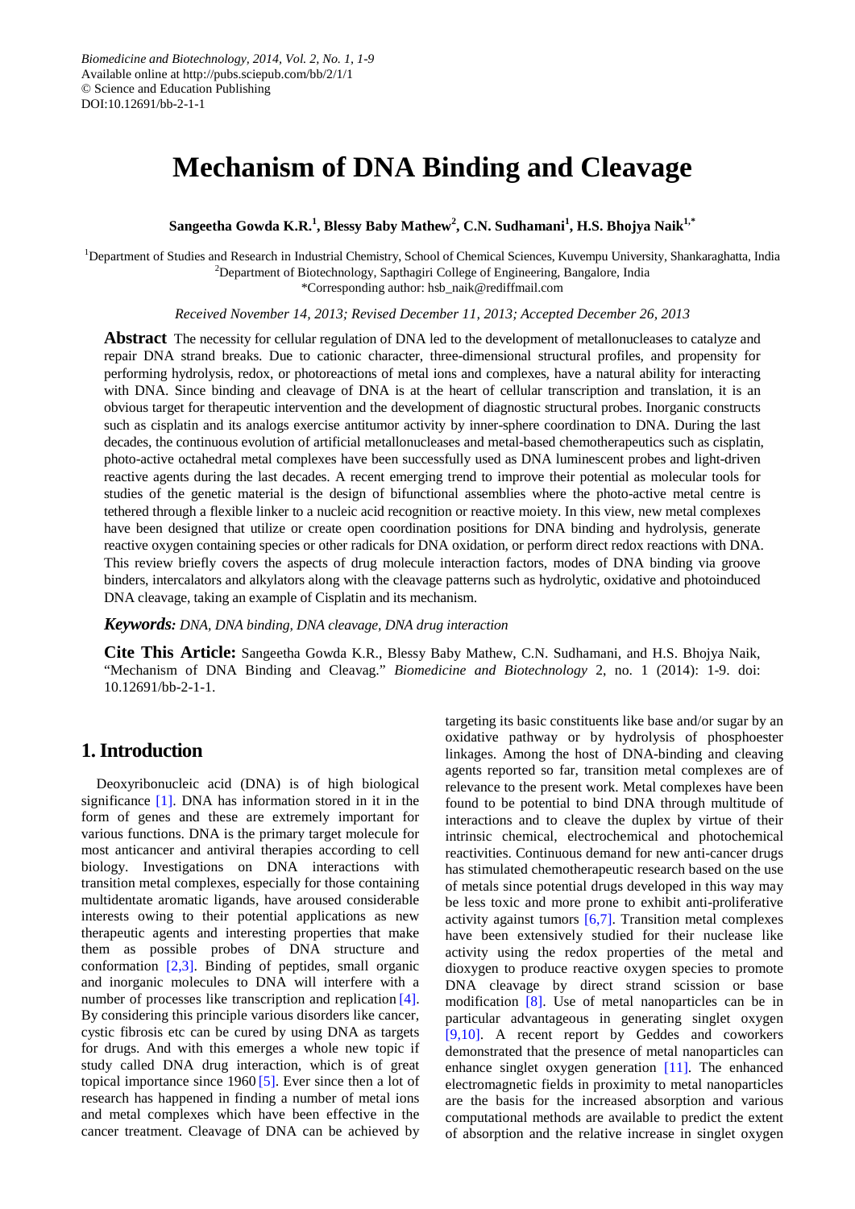# Mechanism of DNA Binding and Cleavage

**Sangeetha Gowda K.R.[1], Blessy Baby Mathew[2], C.N. Sudhamani[1], H.S. Bhojya Naik[1,*]**

[1]Department of Studies and Research in Industrial Chemistry, School of Chemical Sciences, Kuvempu University, Shankaraghatta, India
[2]Department of Biotechnology, Sapthagiri College of Engineering, Bangalore, India
*Corresponding author: hsb_naik@rediffmail.com

*Received November 14, 2013; Revised December 11, 2013; Accepted December 26, 2013*

**Abstract** The necessity for cellular regulation of DNA led to the development of metallonucleases to catalyze and repair DNA strand breaks. Due to cationic character, three-dimensional structural profiles, and propensity for performing hydrolysis, redox, or photoreactions of metal ions and complexes, have a natural ability for interacting with DNA. Since binding and cleavage of DNA is at the heart of cellular transcription and translation, it is an obvious target for therapeutic intervention and the development of diagnostic structural probes. Inorganic constructs such as cisplatin and its analogs exercise antitumor activity by inner-sphere coordination to DNA. During the last decades, the continuous evolution of artificial metallonucleases and metal-based chemotherapeutics such as cisplatin, photo-active octahedral metal complexes have been successfully used as DNA luminescent probes and light-driven reactive agents during the last decades. A recent emerging trend to improve their potential as molecular tools for studies of the genetic material is the design of bifunctional assemblies where the photo-active metal centre is tethered through a flexible linker to a nucleic acid recognition or reactive moiety. In this view, new metal complexes have been designed that utilize or create open coordination positions for DNA binding and hydrolysis, generate reactive oxygen containing species or other radicals for DNA oxidation, or perform direct redox reactions with DNA. This review briefly covers the aspects of drug molecule interaction factors, modes of DNA binding via groove binders, intercalators and alkylators along with the cleavage patterns such as hydrolytic, oxidative and photoinduced DNA cleavage, taking an example of Cisplatin and its mechanism.

***Keywords:*** *DNA, DNA binding, DNA cleavage, DNA drug interaction*

**Cite This Article:** Sangeetha Gowda K.R., Blessy Baby Mathew, C.N. Sudhamani, and H.S. Bhojya Naik, "Mechanism of DNA Binding and Cleavag." *Biomedicine and Biotechnology* 2, no. 1 (2014): 1-9. doi: 10.12691/bb-2-1-1.

## 1. Introduction

Deoxyribonucleic acid (DNA) is of high biological significance [1]. DNA has information stored in it in the form of genes and these are extremely important for various functions. DNA is the primary target molecule for most anticancer and antiviral therapies according to cell biology. Investigations on DNA interactions with transition metal complexes, especially for those containing multidentate aromatic ligands, have aroused considerable interests owing to their potential applications as new therapeutic agents and interesting properties that make them as possible probes of DNA structure and conformation [2,3]. Binding of peptides, small organic and inorganic molecules to DNA will interfere with a number of processes like transcription and replication [4]. By considering this principle various disorders like cancer, cystic fibrosis etc can be cured by using DNA as targets for drugs. And with this emerges a whole new topic if study called DNA drug interaction, which is of great topical importance since 1960 [5]. Ever since then a lot of research has happened in finding a number of metal ions and metal complexes which have been effective in the cancer treatment. Cleavage of DNA can be achieved by targeting its basic constituents like base and/or sugar by an oxidative pathway or by hydrolysis of phosphoester linkages. Among the host of DNA-binding and cleaving agents reported so far, transition metal complexes are of relevance to the present work. Metal complexes have been found to be potential to bind DNA through multitude of interactions and to cleave the duplex by virtue of their intrinsic chemical, electrochemical and photochemical reactivities. Continuous demand for new anti-cancer drugs has stimulated chemotherapeutic research based on the use of metals since potential drugs developed in this way may be less toxic and more prone to exhibit anti-proliferative activity against tumors [6,7]. Transition metal complexes have been extensively studied for their nuclease like activity using the redox properties of the metal and dioxygen to produce reactive oxygen species to promote DNA cleavage by direct strand scission or base modification [8]. Use of metal nanoparticles can be in particular advantageous in generating singlet oxygen [9,10]. A recent report by Geddes and coworkers demonstrated that the presence of metal nanoparticles can enhance singlet oxygen generation [11]. The enhanced electromagnetic fields in proximity to metal nanoparticles are the basis for the increased absorption and various computational methods are available to predict the extent of absorption and the relative increase in singlet oxygen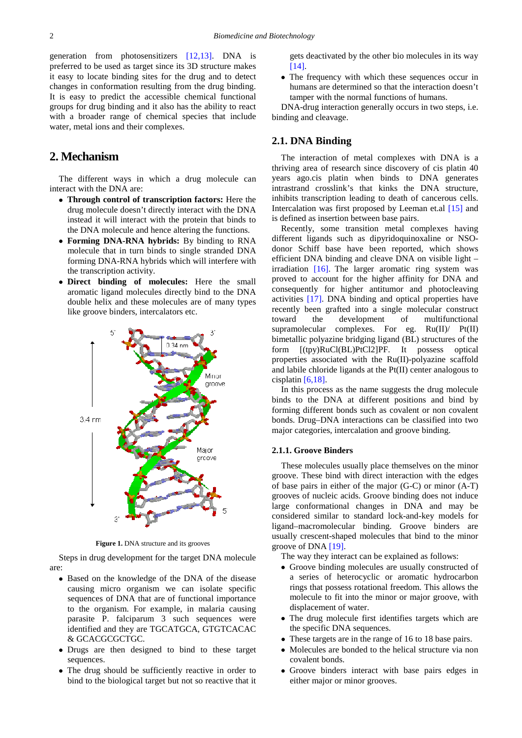generation from photosensitizers [12,13]. DNA is preferred to be used as target since its 3D structure makes it easy to locate binding sites for the drug and to detect changes in conformation resulting from the drug binding. It is easy to predict the accessible chemical functional groups for drug binding and it also has the ability to react with a broader range of chemical species that include water, metal ions and their complexes.

## 2. Mechanism

The different ways in which a drug molecule can interact with the DNA are:

- **Through control of transcription factors:** Here the drug molecule doesn't directly interact with the DNA instead it will interact with the protein that binds to the DNA molecule and hence altering the functions.
- **Forming DNA-RNA hybrids:** By binding to RNA molecule that in turn binds to single stranded DNA forming DNA-RNA hybrids which will interfere with the transcription activity.
- **Direct binding of molecules:** Here the small aromatic ligand molecules directly bind to the DNA double helix and these molecules are of many types like groove binders, intercalators etc.

**Figure 1.** DNA structure and its grooves

Steps in drug development for the target DNA molecule are:

- Based on the knowledge of the DNA of the disease causing micro organism we can isolate specific sequences of DNA that are of functional importance to the organism. For example, in malaria causing parasite P. falciparum 3 such sequences were identified and they are TGCATGCA, GTGTCACAC & GCACGCGCTGC.
- Drugs are then designed to bind to these target sequences.
- The drug should be sufficiently reactive in order to bind to the biological target but not so reactive that it gets deactivated by the other bio molecules in its way [14].
- The frequency with which these sequences occur in humans are determined so that the interaction doesn't tamper with the normal functions of humans.

DNA-drug interaction generally occurs in two steps, i.e. binding and cleavage.

### 2.1. DNA Binding

The interaction of metal complexes with DNA is a thriving area of research since discovery of cis platin 40 years ago.cis platin when binds to DNA generates intrastrand crosslink's that kinks the DNA structure, inhibits transcription leading to death of cancerous cells. Intercalation was first proposed by Leeman et.al [15] and is defined as insertion between base pairs.

Recently, some transition metal complexes having different ligands such as dipyridoquinoxaline or NSO-donor Schiff base have been reported, which shows efficient DNA binding and cleave DNA on visible light – irradiation [16]. The larger aromatic ring system was proved to account for the higher affinity for DNA and consequently for higher antitumor and photocleaving activities [17]. DNA binding and optical properties have recently been grafted into a single molecular construct toward the development of multifunctional supramolecular complexes. For eg. Ru(II)/ Pt(II) bimetallic polyazine bridging ligand (BL) structures of the form [(tpy)RuCl(BL)PtCl2]PF. It possess optical properties associated with the Ru(II)-polyazine scaffold and labile chloride ligands at the Pt(II) center analogous to cisplatin [6,18].

In this process as the name suggests the drug molecule binds to the DNA at different positions and bind by forming different bonds such as covalent or non covalent bonds. Drug–DNA interactions can be classified into two major categories, intercalation and groove binding.

#### 2.1.1. Groove Binders

These molecules usually place themselves on the minor groove. These bind with direct interaction with the edges of base pairs in either of the major (G-C) or minor (A-T) grooves of nucleic acids. Groove binding does not induce large conformational changes in DNA and may be considered similar to standard lock-and-key models for ligand–macromolecular binding. Groove binders are usually crescent-shaped molecules that bind to the minor groove of DNA [19].

The way they interact can be explained as follows:

- Groove binding molecules are usually constructed of a series of heterocyclic or aromatic hydrocarbon rings that possess rotational freedom. This allows the molecule to fit into the minor or major groove, with displacement of water.
- The drug molecule first identifies targets which are the specific DNA sequences.
- These targets are in the range of 16 to 18 base pairs.
- Molecules are bonded to the helical structure via non covalent bonds.
- Groove binders interact with base pairs edges in either major or minor grooves.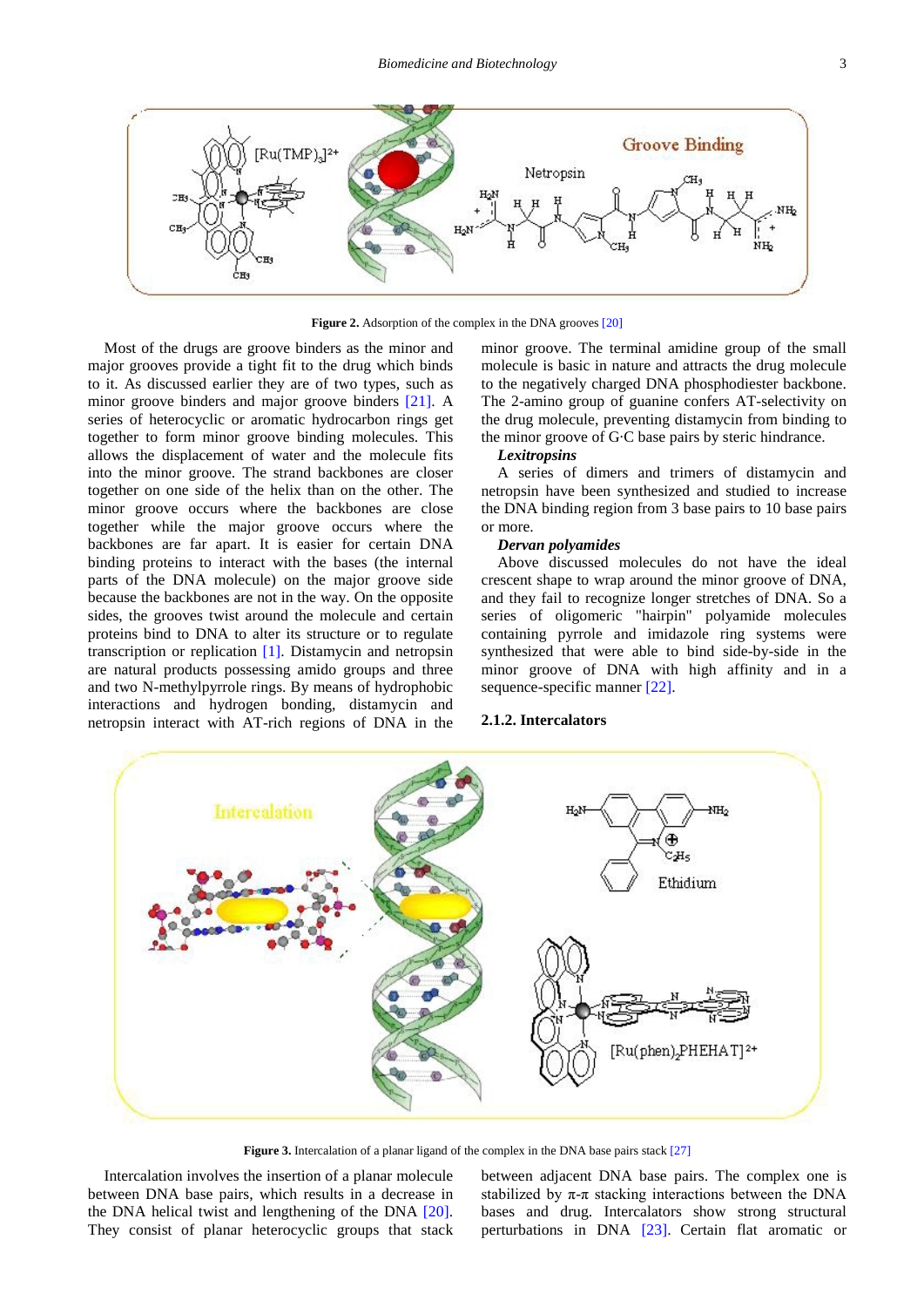Figure 2. Adsorption of the complex in the DNA grooves [20]

Most of the drugs are groove binders as the minor and major grooves provide a tight fit to the drug which binds to it. As discussed earlier they are of two types, such as minor groove binders and major groove binders [21]. A series of heterocyclic or aromatic hydrocarbon rings get together to form minor groove binding molecules. This allows the displacement of water and the molecule fits into the minor groove. The strand backbones are closer together on one side of the helix than on the other. The minor groove occurs where the backbones are close together while the major groove occurs where the backbones are far apart. It is easier for certain DNA binding proteins to interact with the bases (the internal parts of the DNA molecule) on the major groove side because the backbones are not in the way. On the opposite sides, the grooves twist around the molecule and certain proteins bind to DNA to alter its structure or to regulate transcription or replication [1]. Distamycin and netropsin are natural products possessing amido groups and three and two N-methylpyrrole rings. By means of hydrophobic interactions and hydrogen bonding, distamycin and netropsin interact with AT-rich regions of DNA in the minor groove. The terminal amidine group of the small molecule is basic in nature and attracts the drug molecule to the negatively charged DNA phosphodiester backbone. The 2-amino group of guanine confers AT-selectivity on the drug molecule, preventing distamycin from binding to the minor groove of G·C base pairs by steric hindrance.

***Lexitropsins***

A series of dimers and trimers of distamycin and netropsin have been synthesized and studied to increase the DNA binding region from 3 base pairs to 10 base pairs or more.

***Dervan polyamides***

Above discussed molecules do not have the ideal crescent shape to wrap around the minor groove of DNA, and they fail to recognize longer stretches of DNA. So a series of oligomeric "hairpin" polyamide molecules containing pyrrole and imidazole ring systems were synthesized that were able to bind side-by-side in the minor groove of DNA with high affinity and in a sequence-specific manner [22].

### 2.1.2. Intercalators

Figure 3. Intercalation of a planar ligand of the complex in the DNA base pairs stack [27]

Intercalation involves the insertion of a planar molecule between DNA base pairs, which results in a decrease in the DNA helical twist and lengthening of the DNA [20]. They consist of planar heterocyclic groups that stack between adjacent DNA base pairs. The complex one is stabilized by $\pi$-$\pi$ stacking interactions between the DNA bases and drug. Intercalators show strong structural perturbations in DNA [23]. Certain flat aromatic or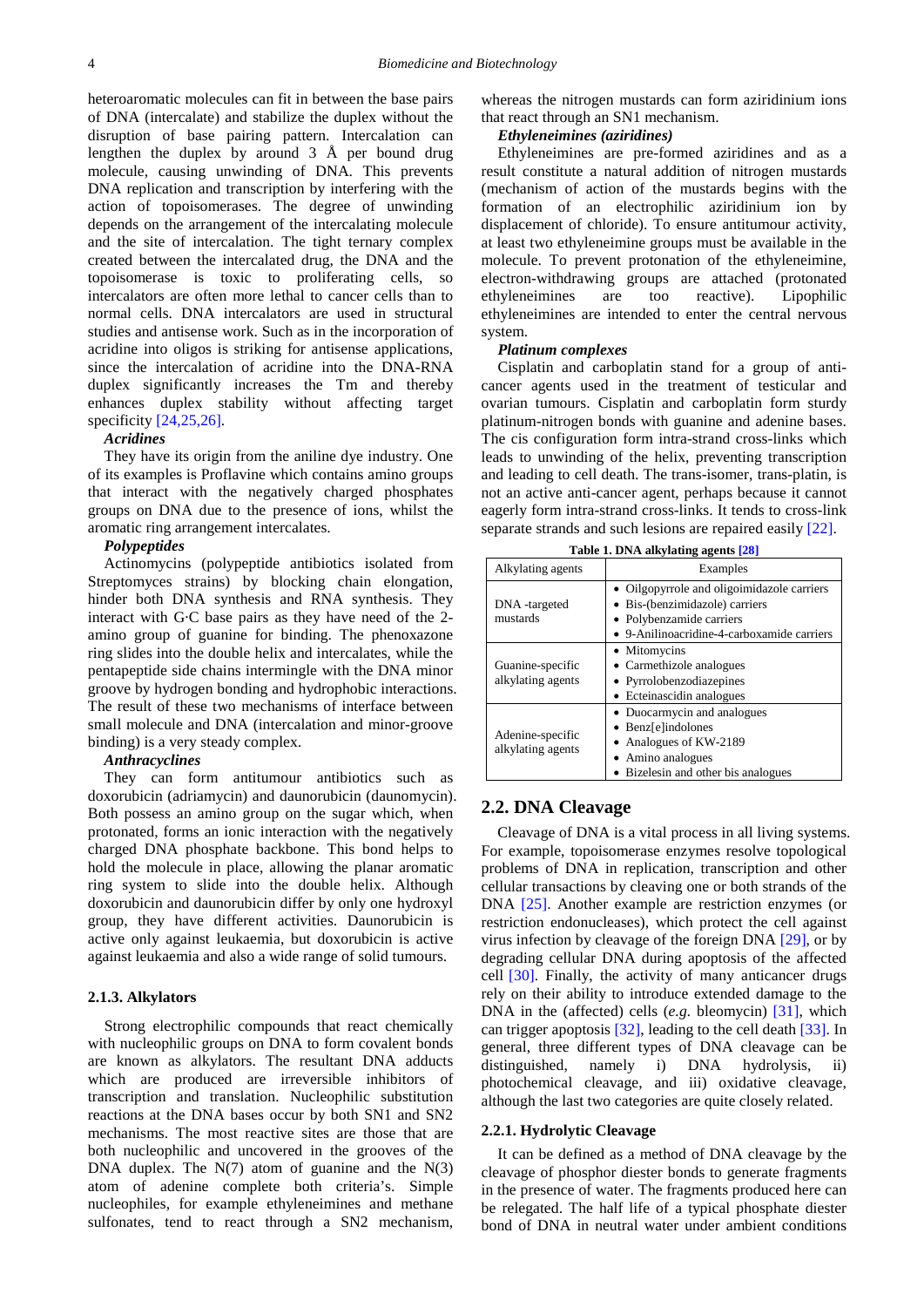heteroaromatic molecules can fit in between the base pairs of DNA (intercalate) and stabilize the duplex without the disruption of base pairing pattern. Intercalation can lengthen the duplex by around 3 Å per bound drug molecule, causing unwinding of DNA. This prevents DNA replication and transcription by interfering with the action of topoisomerases. The degree of unwinding depends on the arrangement of the intercalating molecule and the site of intercalation. The tight ternary complex created between the intercalated drug, the DNA and the topoisomerase is toxic to proliferating cells, so intercalators are often more lethal to cancer cells than to normal cells. DNA intercalators are used in structural studies and antisense work. Such as in the incorporation of acridine into oligos is striking for antisense applications, since the intercalation of acridine into the DNA-RNA duplex significantly increases the Tm and thereby enhances duplex stability without affecting target specificity [24,25,26].

***Acridines***

They have its origin from the aniline dye industry. One of its examples is Proflavine which contains amino groups that interact with the negatively charged phosphates groups on DNA due to the presence of ions, whilst the aromatic ring arrangement intercalates.

***Polypeptides***

Actinomycins (polypeptide antibiotics isolated from Streptomyces strains) by blocking chain elongation, hinder both DNA synthesis and RNA synthesis. They interact with G·C base pairs as they have need of the 2-amino group of guanine for binding. The phenoxazone ring slides into the double helix and intercalates, while the pentapeptide side chains intermingle with the DNA minor groove by hydrogen bonding and hydrophobic interactions. The result of these two mechanisms of interface between small molecule and DNA (intercalation and minor-groove binding) is a very steady complex.

***Anthracyclines***

They can form antitumour antibiotics such as doxorubicin (adriamycin) and daunorubicin (daunomycin). Both possess an amino group on the sugar which, when protonated, forms an ionic interaction with the negatively charged DNA phosphate backbone. This bond helps to hold the molecule in place, allowing the planar aromatic ring system to slide into the double helix. Although doxorubicin and daunorubicin differ by only one hydroxyl group, they have different activities. Daunorubicin is active only against leukaemia, but doxorubicin is active against leukaemia and also a wide range of solid tumours.

### 2.1.3. Alkylators

Strong electrophilic compounds that react chemically with nucleophilic groups on DNA to form covalent bonds are known as alkylators. The resultant DNA adducts which are produced are irreversible inhibitors of transcription and translation. Nucleophilic substitution reactions at the DNA bases occur by both SN1 and SN2 mechanisms. The most reactive sites are those that are both nucleophilic and uncovered in the grooves of the DNA duplex. The N(7) atom of guanine and the N(3) atom of adenine complete both criteria's. Simple nucleophiles, for example ethyleneimines and methane sulfonates, tend to react through a SN2 mechanism, whereas the nitrogen mustards can form aziridinium ions that react through an SN1 mechanism.

***Ethyleneimines (aziridines)***

Ethyleneimines are pre-formed aziridines and as a result constitute a natural addition of nitrogen mustards (mechanism of action of the mustards begins with the formation of an electrophilic aziridinium ion by displacement of chloride). To ensure antitumour activity, at least two ethyleneimine groups must be available in the molecule. To prevent protonation of the ethyleneimine, electron-withdrawing groups are attached (protonated ethyleneimines are too reactive). Lipophilic ethyleneimines are intended to enter the central nervous system.

***Platinum complexes***

Cisplatin and carboplatin stand for a group of anti-cancer agents used in the treatment of testicular and ovarian tumours. Cisplatin and carboplatin form sturdy platinum-nitrogen bonds with guanine and adenine bases. The cis configuration form intra-strand cross-links which leads to unwinding of the helix, preventing transcription and leading to cell death. The trans-isomer, trans-platin, is not an active anti-cancer agent, perhaps because it cannot eagerly form intra-strand cross-links. It tends to cross-link separate strands and such lesions are repaired easily [22].

**Table 1. DNA alkylating agents [28]**

| Alkylating agents | Examples |
|---|---|
| DNA -targeted mustards | • Oilgopyrrole and oligoimidazole carriers<br>• Bis-(benzimidazole) carriers<br>• Polybenzamide carriers<br>• 9-Anilinoacridine-4-carboxamide carriers |
| Guanine-specific alkylating agents | • Mitomycins<br>• Carmethizole analogues<br>• Pyrrolobenzodiazepines<br>• Ecteinascidin analogues |
| Adenine-specific alkylating agents | • Duocarmycin and analogues<br>• Benz[e]indolones<br>• Analogues of KW-2189<br>• Amino analogues<br>• Bizelesin and other bis analogues |

## 2.2. DNA Cleavage

Cleavage of DNA is a vital process in all living systems. For example, topoisomerase enzymes resolve topological problems of DNA in replication, transcription and other cellular transactions by cleaving one or both strands of the DNA [25]. Another example are restriction enzymes (or restriction endonucleases), which protect the cell against virus infection by cleavage of the foreign DNA [29], or by degrading cellular DNA during apoptosis of the affected cell [30]. Finally, the activity of many anticancer drugs rely on their ability to introduce extended damage to the DNA in the (affected) cells (*e.g.* bleomycin) [31], which can trigger apoptosis [32], leading to the cell death [33]. In general, three different types of DNA cleavage can be distinguished, namely i) DNA hydrolysis, ii) photochemical cleavage, and iii) oxidative cleavage, although the last two categories are quite closely related.

### 2.2.1. Hydrolytic Cleavage

It can be defined as a method of DNA cleavage by the cleavage of phosphor diester bonds to generate fragments in the presence of water. The fragments produced here can be relegated. The half life of a typical phosphate diester bond of DNA in neutral water under ambient conditions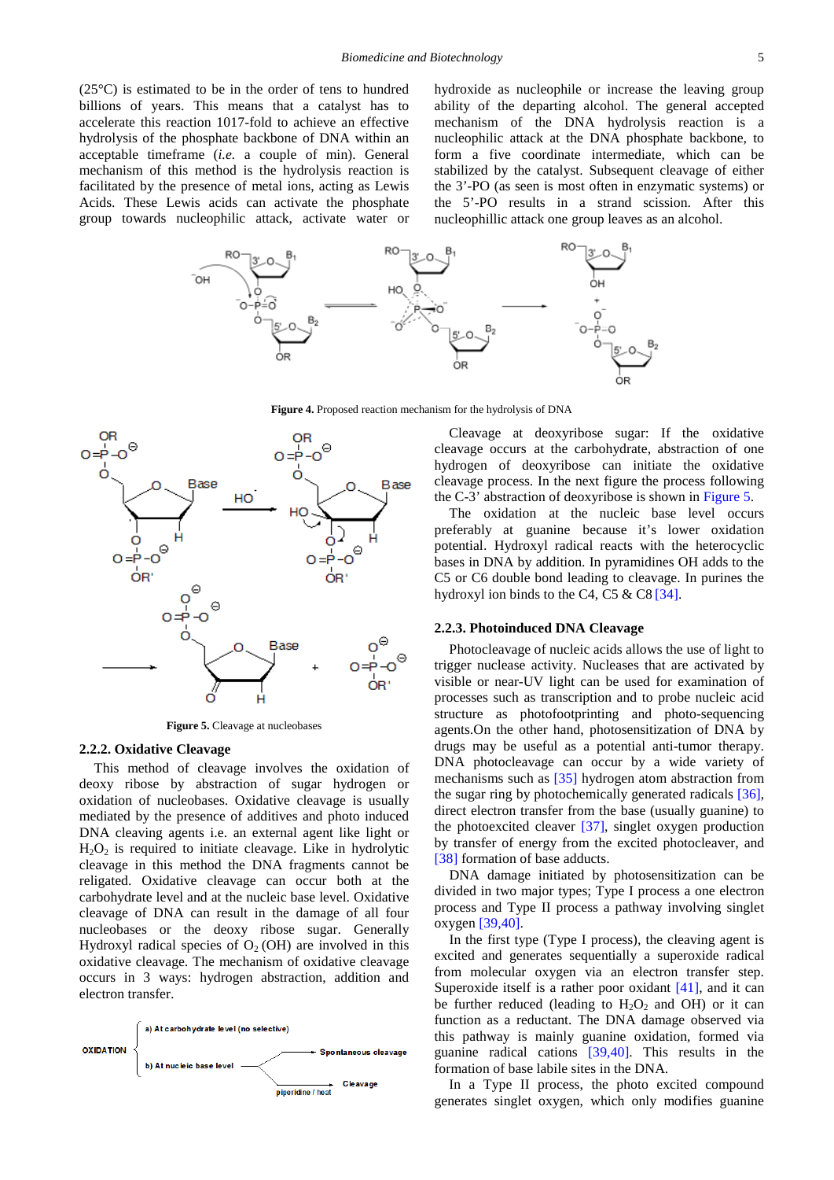(25°C) is estimated to be in the order of tens to hundred billions of years. This means that a catalyst has to accelerate this reaction 1017-fold to achieve an effective hydrolysis of the phosphate backbone of DNA within an acceptable timeframe (*i.e.* a couple of min). General mechanism of this method is the hydrolysis reaction is facilitated by the presence of metal ions, acting as Lewis Acids. These Lewis acids can activate the phosphate group towards nucleophilic attack, activate water or hydroxide as nucleophile or increase the leaving group ability of the departing alcohol. The general accepted mechanism of the DNA hydrolysis reaction is a nucleophilic attack at the DNA phosphate backbone, to form a five coordinate intermediate, which can be stabilized by the catalyst. Subsequent cleavage of either the 3'-PO (as seen is most often in enzymatic systems) or the 5'-PO results in a strand scission. After this nucleophillic attack one group leaves as an alcohol.

**Figure 4.** Proposed reaction mechanism for the hydrolysis of DNA

**Figure 5.** Cleavage at nucleobases

### 2.2.2. Oxidative Cleavage

This method of cleavage involves the oxidation of deoxy ribose by abstraction of sugar hydrogen or oxidation of nucleobases. Oxidative cleavage is usually mediated by the presence of additives and photo induced DNA cleaving agents i.e. an external agent like light or $H_2O_2$ is required to initiate cleavage. Like in hydrolytic cleavage in this method the DNA fragments cannot be religated. Oxidative cleavage can occur both at the carbohydrate level and at the nucleic base level. Oxidative cleavage of DNA can result in the damage of all four nucleobases or the deoxy ribose sugar. Generally Hydroxyl radical species of $O_2$ (OH) are involved in this oxidative cleavage. The mechanism of oxidative cleavage occurs in 3 ways: hydrogen abstraction, addition and electron transfer.

OXIDATION
- a) At carbohydrate level (no selective)
- b) At nucleic base level → Spontaneous cleavage; piperidine / heat → Cleavage

Cleavage at deoxyribose sugar: If the oxidative cleavage occurs at the carbohydrate, abstraction of one hydrogen of deoxyribose can initiate the oxidative cleavage process. In the next figure the process following the C-3' abstraction of deoxyribose is shown in Figure 5.

The oxidation at the nucleic base level occurs preferably at guanine because it's lower oxidation potential. Hydroxyl radical reacts with the heterocyclic bases in DNA by addition. In pyramidines OH adds to the C5 or C6 double bond leading to cleavage. In purines the hydroxyl ion binds to the C4, C5 & C8 [34].

### 2.2.3. Photoinduced DNA Cleavage

Photocleavage of nucleic acids allows the use of light to trigger nuclease activity. Nucleases that are activated by visible or near-UV light can be used for examination of processes such as transcription and to probe nucleic acid structure as photofootprinting and photo-sequencing agents.On the other hand, photosensitization of DNA by drugs may be useful as a potential anti-tumor therapy. DNA photocleavage can occur by a wide variety of mechanisms such as [35] hydrogen atom abstraction from the sugar ring by photochemically generated radicals [36], direct electron transfer from the base (usually guanine) to the photoexcited cleaver [37], singlet oxygen production by transfer of energy from the excited photocleaver, and [38] formation of base adducts.

DNA damage initiated by photosensitization can be divided in two major types; Type I process a one electron process and Type II process a pathway involving singlet oxygen [39,40].

In the first type (Type I process), the cleaving agent is excited and generates sequentially a superoxide radical from molecular oxygen via an electron transfer step. Superoxide itself is a rather poor oxidant [41], and it can be further reduced (leading to $H_2O_2$ and OH) or it can function as a reductant. The DNA damage observed via this pathway is mainly guanine oxidation, formed via guanine radical cations [39,40]. This results in the formation of base labile sites in the DNA.

In a Type II process, the photo excited compound generates singlet oxygen, which only modifies guanine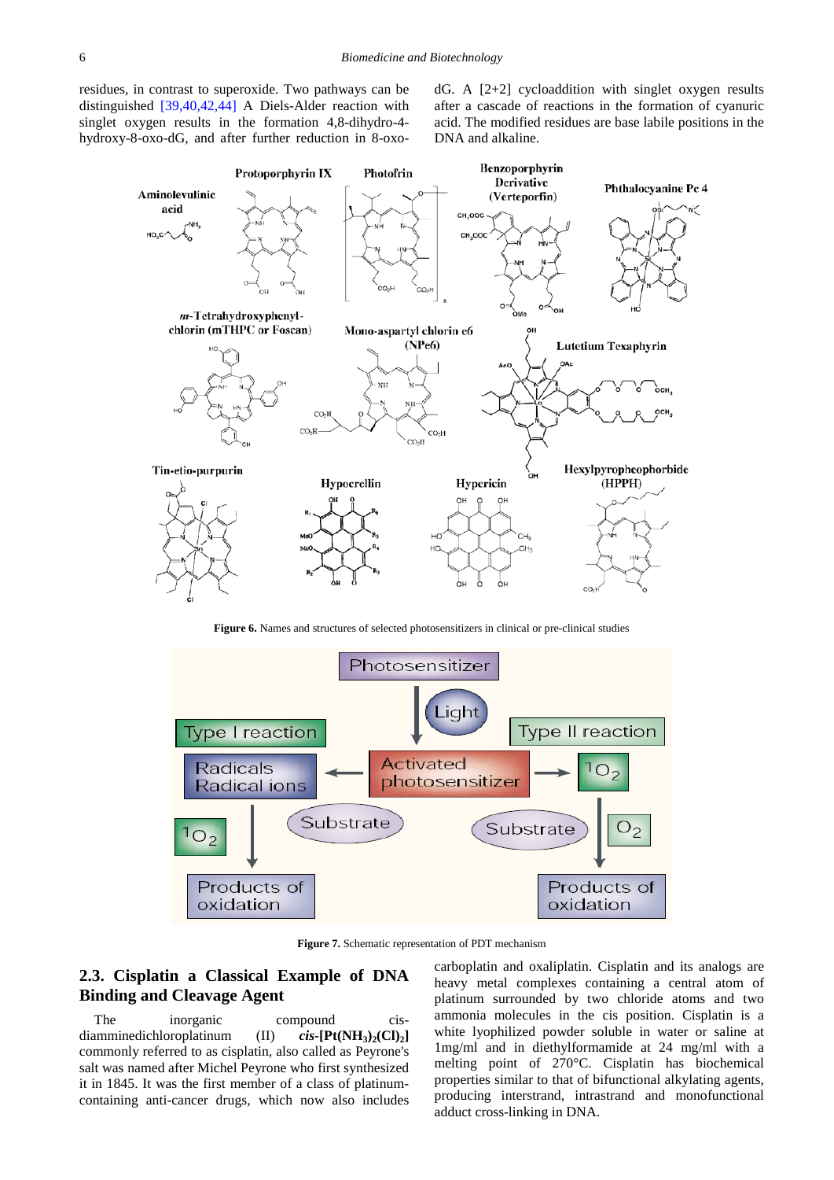residues, in contrast to superoxide. Two pathways can be distinguished [39,40,42,44] A Diels-Alder reaction with singlet oxygen results in the formation 4,8-dihydro-4-hydroxy-8-oxo-dG, and after further reduction in 8-oxo-dG. A [2+2] cycloaddition with singlet oxygen results after a cascade of reactions in the formation of cyanuric acid. The modified residues are base labile positions in the DNA and alkaline.

**Figure 6.** Names and structures of selected photosensitizers in clinical or pre-clinical studies

**Figure 7.** Schematic representation of PDT mechanism

## 2.3. Cisplatin a Classical Example of DNA Binding and Cleavage Agent

The inorganic compound cis-diamminedichloroplatinum (II) ***cis*-[Pt($NH_3$)$_2$(Cl)$_2$]** commonly referred to as cisplatin, also called as Peyrone's salt was named after Michel Peyrone who first synthesized it in 1845. It was the first member of a class of platinum-containing anti-cancer drugs, which now also includes carboplatin and oxaliplatin. Cisplatin and its analogs are heavy metal complexes containing a central atom of platinum surrounded by two chloride atoms and two ammonia molecules in the cis position. Cisplatin is a white lyophilized powder soluble in water or saline at 1mg/ml and in diethylformamide at 24 mg/ml with a melting point of 270°C. Cisplatin has biochemical properties similar to that of bifunctional alkylating agents, producing interstrand, intrastrand and monofunctional adduct cross-linking in DNA.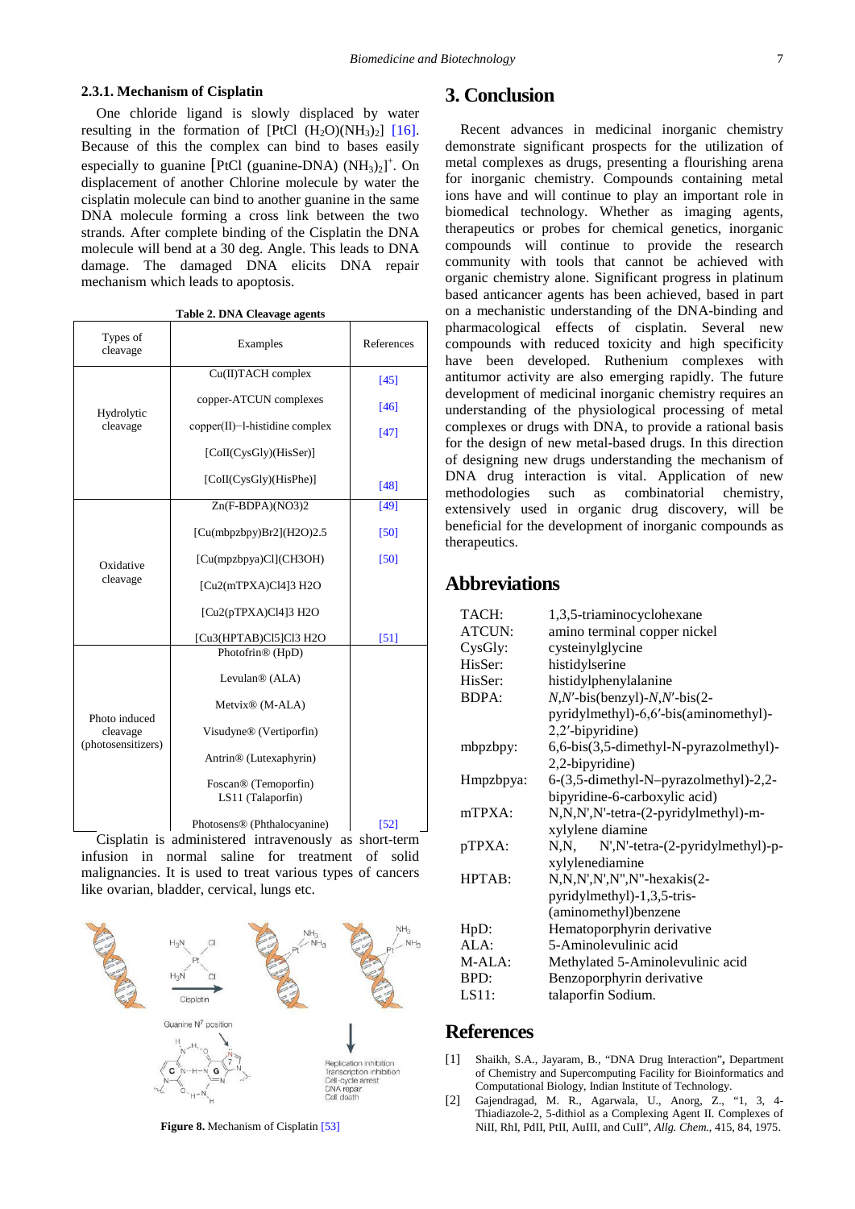### 2.3.1. Mechanism of Cisplatin

One chloride ligand is slowly displaced by water resulting in the formation of [PtCl $(H_2O)(NH_3)_2$] [16]. Because of this the complex can bind to bases easily especially to guanine [PtCl (guanine-DNA) $(NH_3)_2]^+$. On displacement of another Chlorine molecule by water the cisplatin molecule can bind to another guanine in the same DNA molecule forming a cross link between the two strands. After complete binding of the Cisplatin the DNA molecule will bend at a 30 deg. Angle. This leads to DNA damage. The damaged DNA elicits DNA repair mechanism which leads to apoptosis.

**Table 2. DNA Cleavage agents**

| Types of cleavage | Examples | References |
|---|---|---|
| Hydrolytic cleavage | Cu(II)TACH complex | [45] |
| | copper-ATCUN complexes | [46] |
| | copper(II)−l-histidine complex | [47] |
| | [CoII(CysGly)(HisSer)] | |
| | [CoII(CysGly)(HisPhe)] | [48] |
| Oxidative cleavage | Zn(F-BDPA)(NO3)2 | [49] |
| | [Cu(mbpzbpy)Br2](H2O)2.5 | [50] |
| | [Cu(mpzbpya)Cl](CH3OH) | [50] |
| | [Cu2(mTPXA)Cl4]3 H2O | |
| | [Cu2(pTPXA)Cl4]3 H2O | |
| | [Cu3(HPTAB)Cl5]Cl3 H2O | [51] |
| Photo induced cleavage (photosensitizers) | Photofrin® (HpD) | |
| | Levulan® (ALA) | |
| | Metvix® (M-ALA) | |
| | Visudyne® (Vertiporfin) | |
| | Antrin® (Lutexaphyrin) | |
| | Foscan® (Temoporfin) LS11 (Talaporfin) | |
| | Photosens® (Phthalocyanine) | [52] |

Cisplatin is administered intravenously as short-term infusion in normal saline for treatment of solid malignancies. It is used to treat various types of cancers like ovarian, bladder, cervical, lungs etc.

**Figure 8.** Mechanism of Cisplatin [53]

## 3. Conclusion

Recent advances in medicinal inorganic chemistry demonstrate significant prospects for the utilization of metal complexes as drugs, presenting a flourishing arena for inorganic chemistry. Compounds containing metal ions have and will continue to play an important role in biomedical technology. Whether as imaging agents, therapeutics or probes for chemical genetics, inorganic compounds will continue to provide the research community with tools that cannot be achieved with organic chemistry alone. Significant progress in platinum based anticancer agents has been achieved, based in part on a mechanistic understanding of the DNA-binding and pharmacological effects of cisplatin. Several new compounds with reduced toxicity and high specificity have been developed. Ruthenium complexes with antitumor activity are also emerging rapidly. The future development of medicinal inorganic chemistry requires an understanding of the physiological processing of metal complexes or drugs with DNA, to provide a rational basis for the design of new metal-based drugs. In this direction of designing new drugs understanding the mechanism of DNA drug interaction is vital. Application of new methodologies such as combinatorial chemistry, extensively used in organic drug discovery, will be beneficial for the development of inorganic compounds as therapeutics.

## Abbreviations

TACH: 1,3,5-triaminocyclohexane
ATCUN: amino terminal copper nickel
CysGly: cysteinylglycine
HisSer: histidylserine
HisSer: histidylphenylalanine
BDPA: *N*,*N*′-bis(benzyl)-*N*,*N*′-bis(2-pyridylmethyl)-6,6′-bis(aminomethyl)-2,2′-bipyridine)
mbpzbpy: 6,6-bis(3,5-dimethyl-N-pyrazolmethyl)-2,2-bipyridine)
Hmpzbpya: 6-(3,5-dimethyl-N–pyrazolmethyl)-2,2-bipyridine-6-carboxylic acid)
mTPXA: N,N,N',N'-tetra-(2-pyridylmethyl)-m-xylylene diamine
pTPXA: N,N, N',N'-tetra-(2-pyridylmethyl)-p-xylylenediamine
HPTAB: N,N,N',N',N",N"-hexakis(2-pyridylmethyl)-1,3,5-tris-(aminomethyl)benzene
HpD: Hematoporphyrin derivative
ALA: 5-Aminolevulinic acid
M-ALA: Methylated 5-Aminolevulinic acid
BPD: Benzoporphyrin derivative
LS11: talaporfin Sodium.

## References

[1] Shaikh, S.A., Jayaram, B., "DNA Drug Interaction", Department of Chemistry and Supercomputing Facility for Bioinformatics and Computational Biology, Indian Institute of Technology.

[2] Gajendragad, M. R., Agarwala, U., Anorg, Z., "1, 3, 4-Thiadiazole-2, 5-dithiol as a Complexing Agent II. Complexes of NiII, RhI, PdII, PtII, AuIII, and CuII", *Allg. Chem.*, 415, 84, 1975.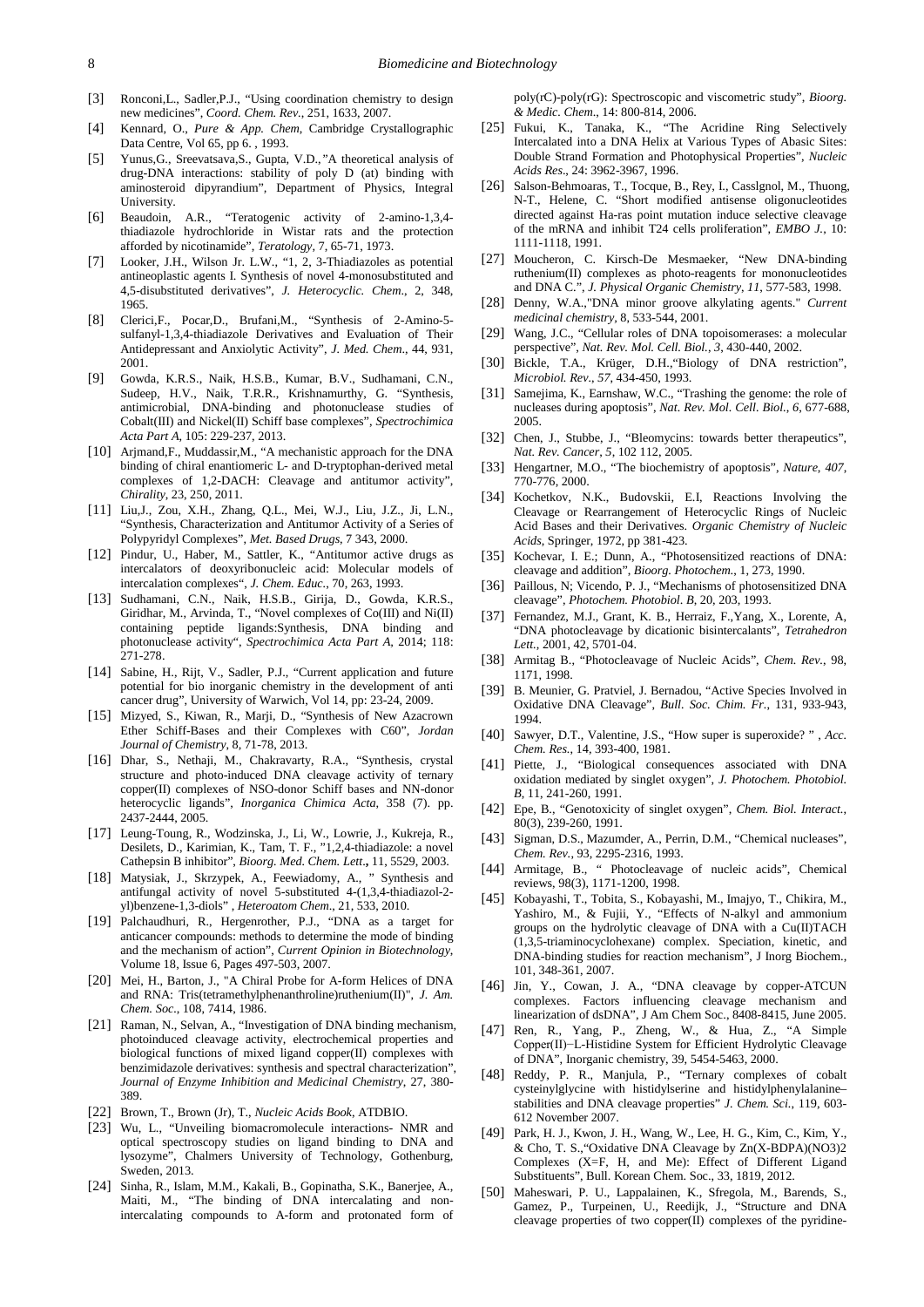[3] Ronconi,L., Sadler,P.J., "Using coordination chemistry to design new medicines", *Coord. Chem. Rev.*, 251, 1633, 2007.

[4] Kennard, O., *Pure & App. Chem*, Cambridge Crystallographic Data Centre, Vol 65, pp 6. , 1993.

[5] Yunus,G., Sreevatsava,S., Gupta, V.D.,"A theoretical analysis of drug-DNA interactions: stability of poly D (at) binding with aminosteroid dipyrandium", Department of Physics, Integral University.

[6] Beaudoin, A.R., "Teratogenic activity of 2-amino-1,3,4-thiadiazole hydrochloride in Wistar rats and the protection afforded by nicotinamide", *Teratology*, 7, 65-71, 1973.

[7] Looker, J.H., Wilson Jr. L.W., "1, 2, 3-Thiadiazoles as potential antineoplastic agents I. Synthesis of novel 4-monosubstituted and 4,5-disubstituted derivatives", *J. Heterocyclic. Chem.*, 2, 348, 1965.

[8] Clerici,F., Pocar,D., Brufani,M., "Synthesis of 2-Amino-5-sulfanyl-1,3,4-thiadiazole Derivatives and Evaluation of Their Antidepressant and Anxiolytic Activity", *J. Med. Chem*., 44, 931, 2001.

[9] Gowda, K.R.S., Naik, H.S.B., Kumar, B.V., Sudhamani, C.N., Sudeep, H.V., Naik, T.R.R., Krishnamurthy, G. "Synthesis, antimicrobial, DNA-binding and photonuclease studies of Cobalt(III) and Nickel(II) Schiff base complexes", *Spectrochimica Acta Part A*, 105: 229-237, 2013.

[10] Arjmand,F., Muddassir,M., "A mechanistic approach for the DNA binding of chiral enantiomeric L- and D-tryptophan-derived metal complexes of 1,2-DACH: Cleavage and antitumor activity", *Chirality*, 23, 250, 2011.

[11] Liu,J., Zou, X.H., Zhang, Q.L., Mei, W.J., Liu, J.Z., Ji, L.N., "Synthesis, Characterization and Antitumor Activity of a Series of Polypyridyl Complexes", *Met. Based Drugs*, 7 343, 2000.

[12] Pindur, U., Haber, M., Sattler, K., "Antitumor active drugs as intercalators of deoxyribonucleic acid: Molecular models of intercalation complexes", *J. Chem. Educ.*, 70, 263, 1993.

[13] Sudhamani, C.N., Naik, H.S.B., Girija, D., Gowda, K.R.S., Giridhar, M., Arvinda, T., "Novel complexes of Co(III) and Ni(II) containing peptide ligands:Synthesis, DNA binding and photonuclease activity", *Spectrochimica Acta Part A*, 2014; 118: 271-278.

[14] Sabine, H., Rijt, V., Sadler, P.J., "Current application and future potential for bio inorganic chemistry in the development of anti cancer drug", University of Warwich, Vol 14, pp: 23-24, 2009.

[15] Mizyed, S., Kiwan, R., Marji, D., "Synthesis of New Azacrown Ether Schiff-Bases and their Complexes with C60", *Jordan Journal of Chemistry*, 8, 71-78, 2013.

[16] Dhar, S., Nethaji, M., Chakravarty, R.A., "Synthesis, crystal structure and photo-induced DNA cleavage activity of ternary copper(II) complexes of NSO-donor Schiff bases and NN-donor heterocyclic ligands", *Inorganica Chimica Acta*, 358 (7). pp. 2437-2444, 2005.

[17] Leung-Toung, R., Wodzinska, J., Li, W., Lowrie, J., Kukreja, R., Desilets, D., Karimian, K., Tam, T. F., "1,2,4-thiadiazole: a novel Cathepsin B inhibitor", *Bioorg. Med. Chem. Lett*.**,** 11, 5529, 2003.

[18] Matysiak, J., Skrzypek, A., Feewiadomy, A., " Synthesis and antifungal activity of novel 5-substituted 4-(1,3,4-thiadiazol-2-yl)benzene-1,3-diols" , *Heteroatom Chem*., 21, 533, 2010.

[19] Palchaudhuri, R., Hergenrother, P.J., "DNA as a target for anticancer compounds: methods to determine the mode of binding and the mechanism of action", *Current Opinion in Biotechnology*, Volume 18, Issue 6, Pages 497-503, 2007.

[20] Mei, H., Barton, J., "A Chiral Probe for A-form Helices of DNA and RNA: Tris(tetramethylphenanthroline)ruthenium(II)", *J. Am. Chem. Soc*., 108, 7414, 1986.

[21] Raman, N., Selvan, A., "Investigation of DNA binding mechanism, photoinduced cleavage activity, electrochemical properties and biological functions of mixed ligand copper(II) complexes with benzimidazole derivatives: synthesis and spectral characterization", *Journal of Enzyme Inhibition and Medicinal Chemistry*, 27, 380-389.

[22] Brown, T., Brown (Jr), T., *Nucleic Acids Book*, ATDBIO.

[23] Wu, L., "Unveiling biomacromolecule interactions- NMR and optical spectroscopy studies on ligand binding to DNA and lysozyme", Chalmers University of Technology, Gothenburg, Sweden, 2013.

[24] Sinha, R., Islam, M.M., Kakali, B., Gopinatha, S.K., Banerjee, A., Maiti, M., "The binding of DNA intercalating and non-intercalating compounds to A-form and protonated form of poly(rC)-poly(rG): Spectroscopic and viscometric study", *Bioorg. & Medic. Chem*., 14: 800-814, 2006.

[25] Fukui, K., Tanaka, K., "The Acridine Ring Selectively Intercalated into a DNA Helix at Various Types of Abasic Sites: Double Strand Formation and Photophysical Properties", *Nucleic Acids Res*., 24: 3962-3967, 1996.

[26] Salson-Behmoaras, T., Tocque, B., Rey, I., Casslgnol, M., Thuong, N-T., Helene, C. "Short modified antisense oligonucleotides directed against Ha-ras point mutation induce selective cleavage of the mRNA and inhibit T24 cells proliferation", *EMBO J.*, 10: 1111-1118, 1991.

[27] Moucheron, C. Kirsch-De Mesmaeker, "New DNA-binding ruthenium(II) complexes as photo-reagents for mononucleotides and DNA C.", *J. Physical Organic Chemistry*, *11*, 577-583, 1998.

[28] Denny, W.A.,"DNA minor groove alkylating agents." *Current medicinal chemistry*, 8, 533-544, 2001.

[29] Wang, J.C., "Cellular roles of DNA topoisomerases: a molecular perspective", *Nat. Rev. Mol. Cell. Biol.*, *3*, 430-440, 2002.

[30] Bickle, T.A., Krüger, D.H.,"Biology of DNA restriction", *Microbiol. Rev.*, *57*, 434-450, 1993.

[31] Samejima, K., Earnshaw, W.C., "Trashing the genome: the role of nucleases during apoptosis", *Nat. Rev. Mol. Cell. Biol.*, *6*, 677-688, 2005.

[32] Chen, J., Stubbe, J., "Bleomycins: towards better therapeutics", *Nat. Rev. Cancer*, *5*, 102 112, 2005.

[33] Hengartner, M.O., "The biochemistry of apoptosis", *Nature*, *407*, 770-776, 2000.

[34] Kochetkov, N.K., Budovskii, E.I, Reactions Involving the Cleavage or Rearrangement of Heterocyclic Rings of Nucleic Acid Bases and their Derivatives. *Organic Chemistry of Nucleic Acids*, Springer, 1972, pp 381-423.

[35] Kochevar, I. E.; Dunn, A., "Photosensitized reactions of DNA: cleavage and addition", *Bioorg. Photochem.*, 1, 273, 1990.

[36] Paillous, N; Vicendo, P. J., "Mechanisms of photosensitized DNA cleavage", *Photochem. Photobiol. B*, 20, 203, 1993.

[37] Fernandez, M.J., Grant, K. B., Herraiz, F.,Yang, X., Lorente, A, "DNA photocleavage by dicationic bisintercalants", *Tetrahedron Lett.*, 2001, 42, 5701-04.

[38] Armitag B., "Photocleavage of Nucleic Acids", *Chem. Rev.*, 98, 1171, 1998.

[39] B. Meunier, G. Pratviel, J. Bernadou, "Active Species Involved in Oxidative DNA Cleavage", *Bull. Soc. Chim. Fr.*, 131, 933-943, 1994.

[40] Sawyer, D.T., Valentine, J.S., "How super is superoxide? " , *Acc. Chem. Res.*, 14, 393-400, 1981.

[41] Piette, J., "Biological consequences associated with DNA oxidation mediated by singlet oxygen", *J. Photochem. Photobiol. B*, 11, 241-260, 1991.

[42] Epe, B., "Genotoxicity of singlet oxygen", *Chem. Biol. Interact.*, 80(3), 239-260, 1991.

[43] Sigman, D.S., Mazumder, A., Perrin, D.M., "Chemical nucleases", *Chem. Rev.*, 93, 2295-2316, 1993.

[44] Armitage, B., " Photocleavage of nucleic acids", Chemical reviews, 98(3), 1171-1200, 1998.

[45] Kobayashi, T., Tobita, S., Kobayashi, M., Imajyo, T., Chikira, M., Yashiro, M., & Fujii, Y., "Effects of N-alkyl and ammonium groups on the hydrolytic cleavage of DNA with a Cu(II)TACH (1,3,5-triaminocyclohexane) complex. Speciation, kinetic, and DNA-binding studies for reaction mechanism", J Inorg Biochem., 101, 348-361, 2007.

[46] Jin, Y., Cowan, J. A., "DNA cleavage by copper-ATCUN complexes. Factors influencing cleavage mechanism and linearization of dsDNA", J Am Chem Soc., 8408-8415, June 2005.

[47] Ren, R., Yang, P., Zheng, W., & Hua, Z., "A Simple Copper(II)−L-Histidine System for Efficient Hydrolytic Cleavage of DNA", Inorganic chemistry, 39, 5454-5463, 2000.

[48] Reddy, P. R., Manjula, P., "Ternary complexes of cobalt cysteinylglycine with histidylserine and histidylphenylalanine–stabilities and DNA cleavage properties" *J. Chem. Sci.*, 119, 603-612 November 2007.

[49] Park, H. J., Kwon, J. H., Wang, W., Lee, H. G., Kim, C., Kim, Y., & Cho, T. S.,"Oxidative DNA Cleavage by Zn(X-BDPA)(NO3)2 Complexes (X=F, H, and Me): Effect of Different Ligand Substituents", Bull. Korean Chem. Soc., 33, 1819, 2012.

[50] Maheswari, P. U., Lappalainen, K., Sfregola, M., Barends, S., Gamez, P., Turpeinen, U., Reedijk, J., "Structure and DNA cleavage properties of two copper(II) complexes of the pyridine-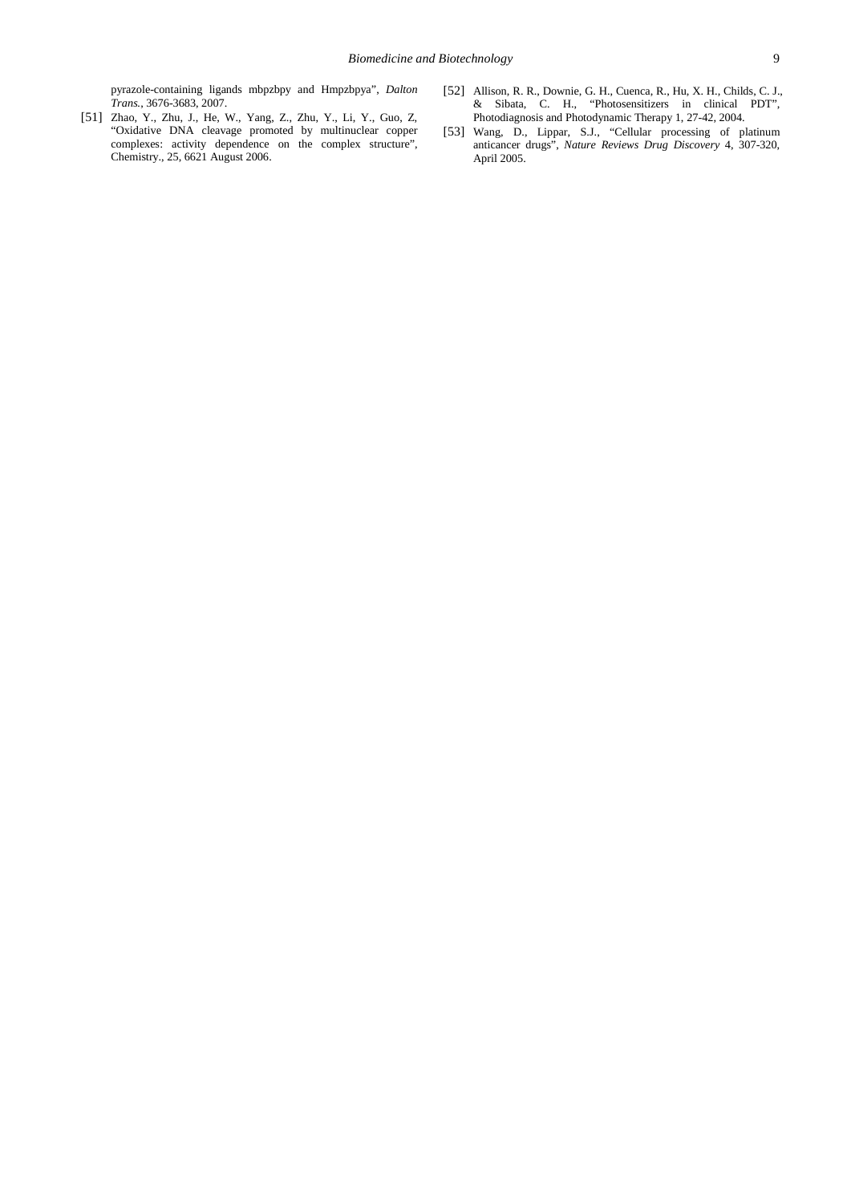pyrazole-containing ligands mbpzbpy and Hmpzbpya", *Dalton Trans.*, 3676-3683, 2007.

[51] Zhao, Y., Zhu, J., He, W., Yang, Z., Zhu, Y., Li, Y., Guo, Z, "Oxidative DNA cleavage promoted by multinuclear copper complexes: activity dependence on the complex structure", Chemistry., 25, 6621 August 2006.

[52] Allison, R. R., Downie, G. H., Cuenca, R., Hu, X. H., Childs, C. J., & Sibata, C. H., "Photosensitizers in clinical PDT", Photodiagnosis and Photodynamic Therapy 1, 27-42, 2004.

[53] Wang, D., Lippar, S.J., "Cellular processing of platinum anticancer drugs", *Nature Reviews Drug Discovery* 4, 307-320, April 2005.